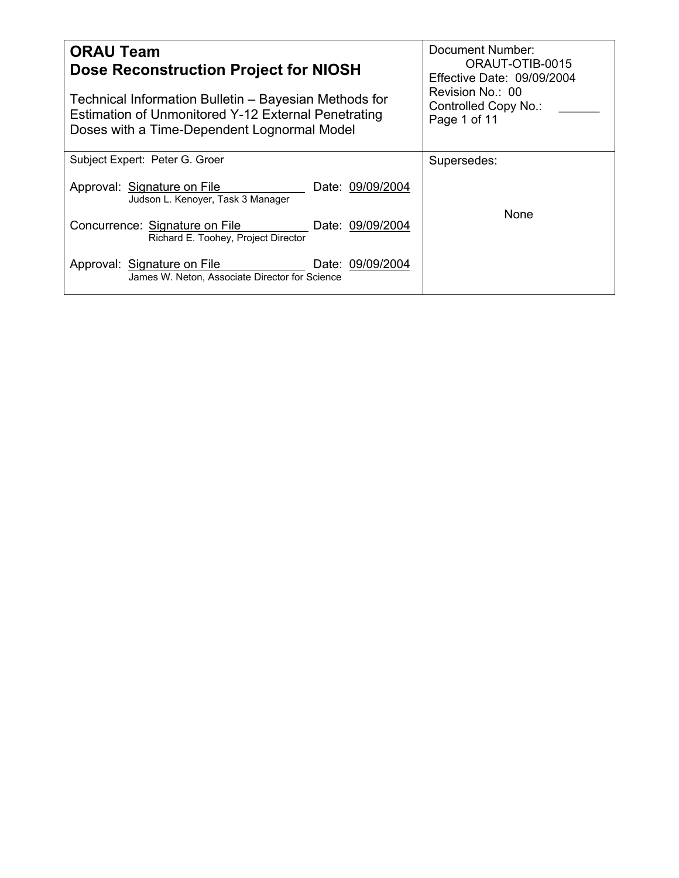| **ORAU Team**<br>**Dose Reconstruction Project for NIOSH**<br><br>Technical Information Bulletin – Bayesian Methods for Estimation of Unmonitored Y-12 External Penetrating Doses with a Time-Dependent Lognormal Model | Document Number: ORAUT-OTIB-0015<br>Effective Date: 09/09/2004<br>Revision No.: 00<br>Controlled Copy No.: ______<br>Page 1 of 11 |
|---|---|
| Subject Expert: Peter G. Groer<br><br>Approval: Signature on File — Date: 09/09/2004<br>Judson L. Kenoyer, Task 3 Manager<br><br>Concurrence: Signature on File — Date: 09/09/2004<br>Richard E. Toohey, Project Director<br><br>Approval: Signature on File — Date: 09/09/2004<br>James W. Neton, Associate Director for Science | Supersedes:<br><br>None |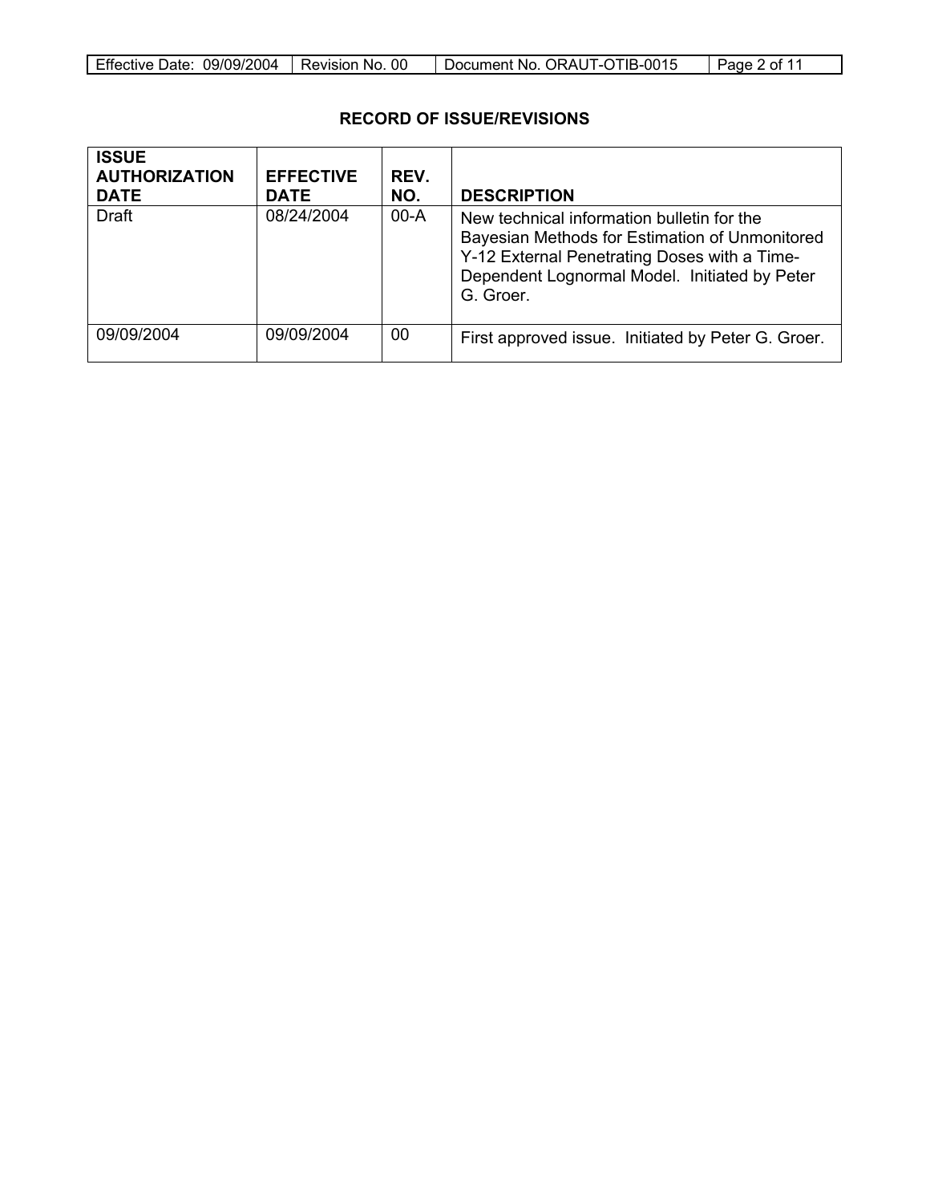## RECORD OF ISSUE/REVISIONS

| ISSUE AUTHORIZATION DATE | EFFECTIVE DATE | REV. NO. | DESCRIPTION |
|---|---|---|---|
| Draft | 08/24/2004 | 00-A | New technical information bulletin for the Bayesian Methods for Estimation of Unmonitored Y-12 External Penetrating Doses with a Time-Dependent Lognormal Model. Initiated by Peter G. Groer. |
| 09/09/2004 | 09/09/2004 | 00 | First approved issue. Initiated by Peter G. Groer. |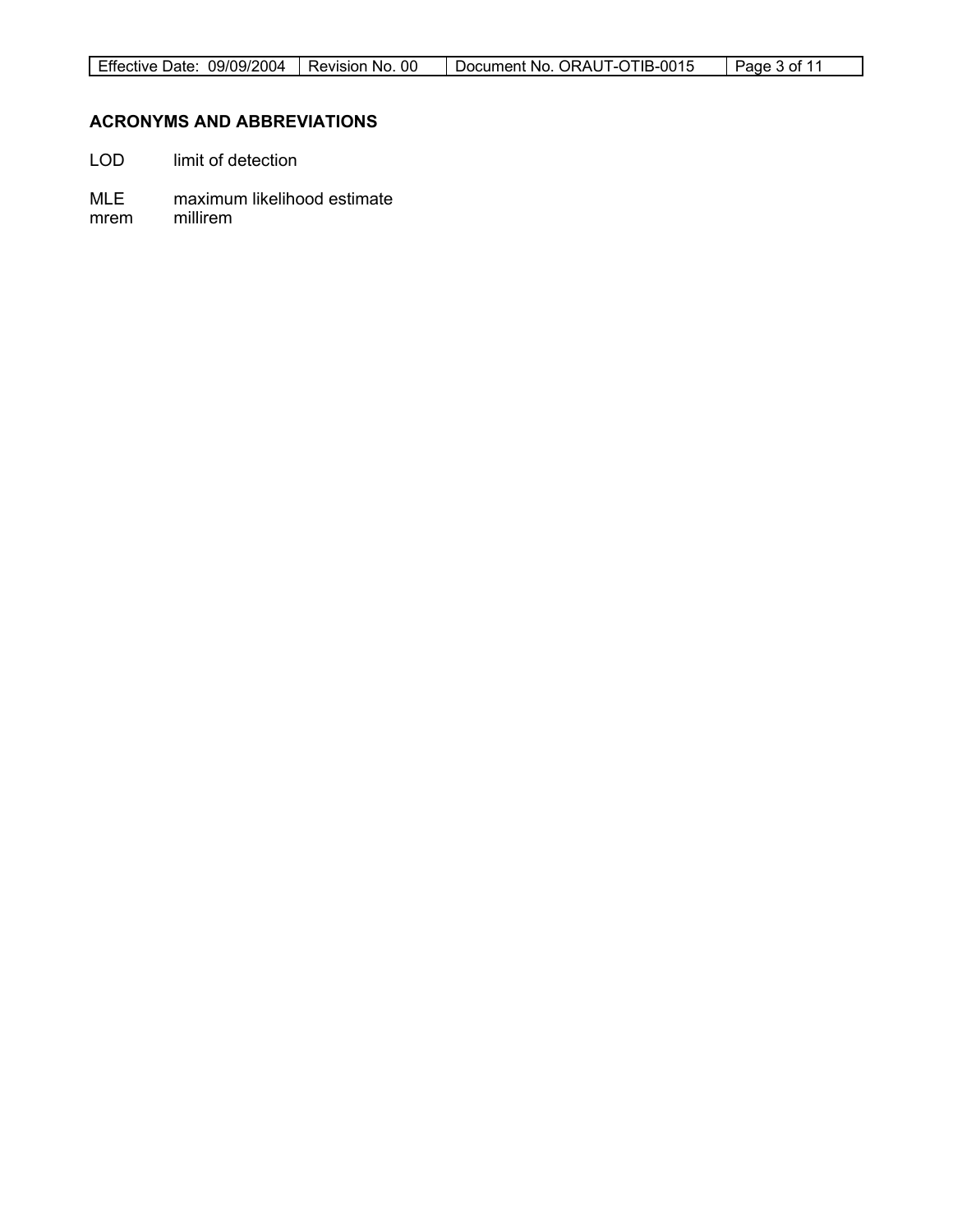## ACRONYMS AND ABBREVIATIONS

LOD	limit of detection

MLE	maximum likelihood estimate
mrem	millirem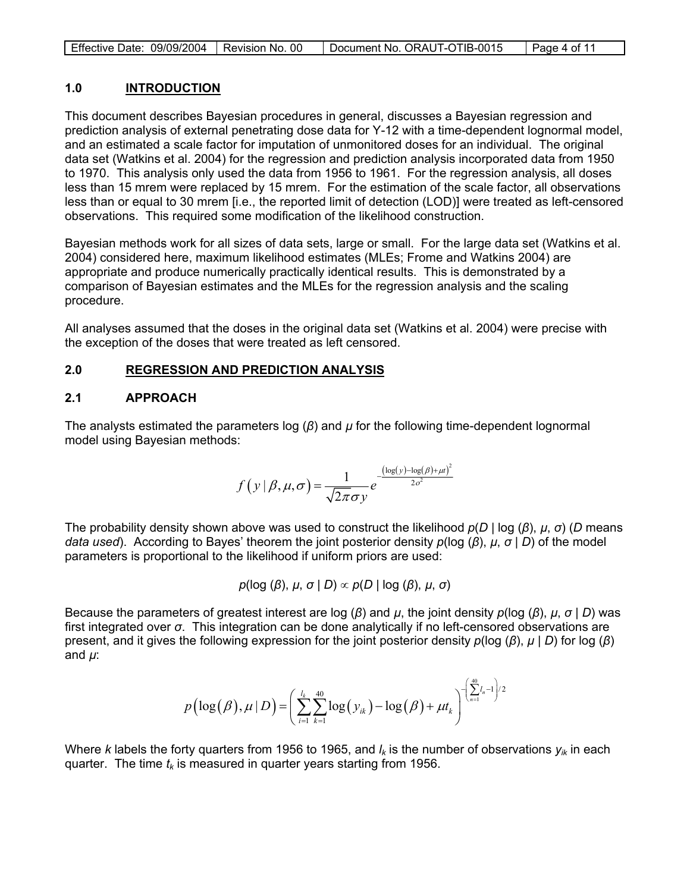## 1.0 INTRODUCTION

This document describes Bayesian procedures in general, discusses a Bayesian regression and prediction analysis of external penetrating dose data for Y-12 with a time-dependent lognormal model, and an estimated a scale factor for imputation of unmonitored doses for an individual. The original data set (Watkins et al. 2004) for the regression and prediction analysis incorporated data from 1950 to 1970. This analysis only used the data from 1956 to 1961. For the regression analysis, all doses less than 15 mrem were replaced by 15 mrem. For the estimation of the scale factor, all observations less than or equal to 30 mrem [i.e., the reported limit of detection (LOD)] were treated as left-censored observations. This required some modification of the likelihood construction.

Bayesian methods work for all sizes of data sets, large or small. For the large data set (Watkins et al. 2004) considered here, maximum likelihood estimates (MLEs; Frome and Watkins 2004) are appropriate and produce numerically practically identical results. This is demonstrated by a comparison of Bayesian estimates and the MLEs for the regression analysis and the scaling procedure.

All analyses assumed that the doses in the original data set (Watkins et al. 2004) were precise with the exception of the doses that were treated as left censored.

## 2.0 REGRESSION AND PREDICTION ANALYSIS

### 2.1 APPROACH

The analysts estimated the parameters log ($\beta$) and $\mu$ for the following time-dependent lognormal model using Bayesian methods:

$$f\left(y \mid \beta,\mu,\sigma\right) = \frac{1}{\sqrt{2\pi}\sigma y} e^{-\frac{\left(\log(y)-\log(\beta)+\mu t\right)^2}{2\sigma^2}}$$

The probability density shown above was used to construct the likelihood $p(D \mid \log(\beta), \mu, \sigma)$ (*D* means *data used*). According to Bayes' theorem the joint posterior density $p(\log(\beta), \mu, \sigma \mid D)$ of the model parameters is proportional to the likelihood if uniform priors are used:

$$p(\log(\beta), \mu, \sigma \mid D) \propto p(D \mid \log(\beta), \mu, \sigma)$$

Because the parameters of greatest interest are log ($\beta$) and $\mu$, the joint density $p(\log(\beta), \mu, \sigma \mid D)$ was first integrated over $\sigma$. This integration can be done analytically if no left-censored observations are present, and it gives the following expression for the joint posterior density $p(\log(\beta), \mu \mid D)$ for log ($\beta$) and $\mu$:

$$p\left(\log(\beta),\mu \mid D\right) = \left(\sum_{i=1}^{l_k}\sum_{k=1}^{40}\log\left(y_{ik}\right)-\log\left(\beta\right)+\mu t_k\right)^{-\left(\sum_{n=1}^{40} l_n - 1\right)/2}$$

Where $k$ labels the forty quarters from 1956 to 1965, and $l_k$ is the number of observations $y_{ik}$ in each quarter. The time $t_k$ is measured in quarter years starting from 1956.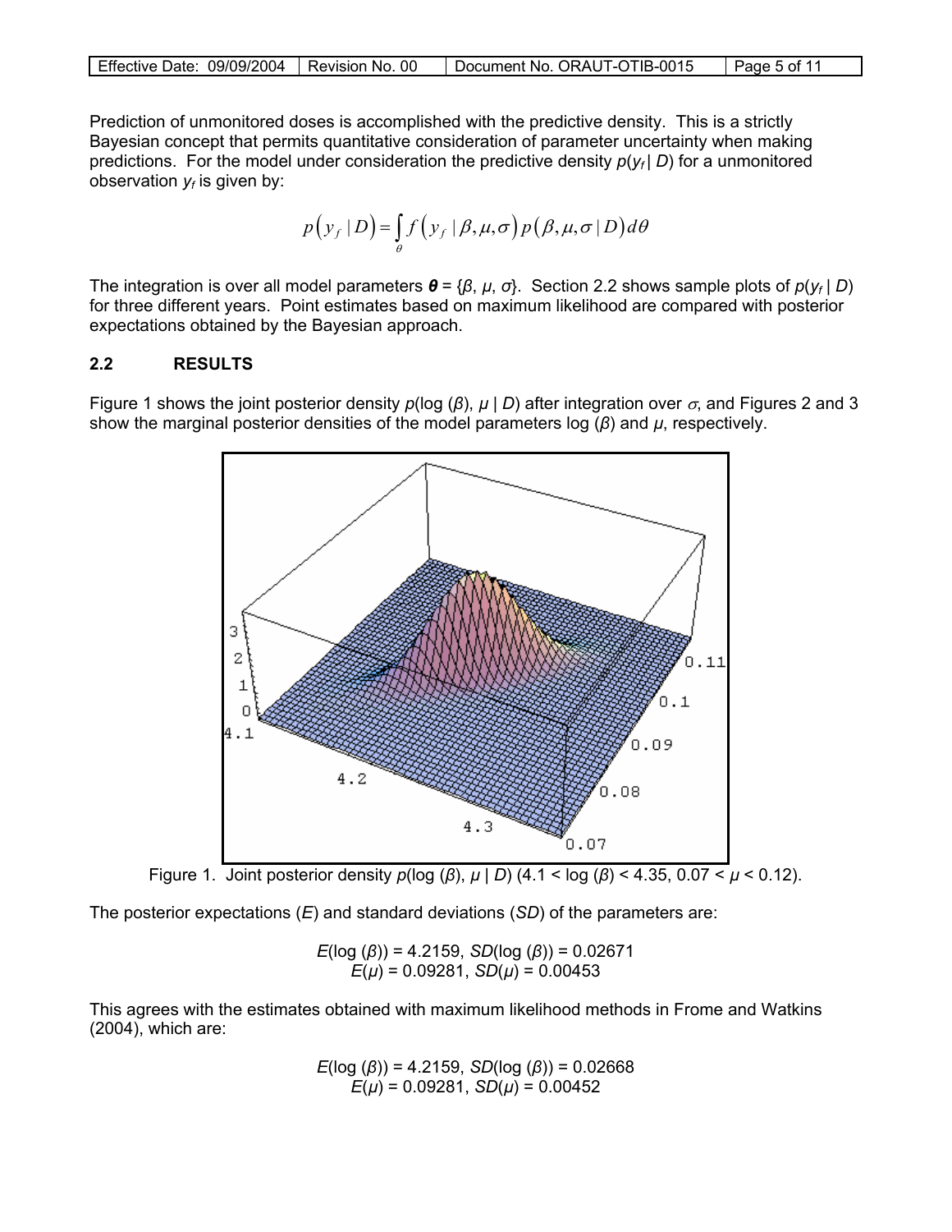Prediction of unmonitored doses is accomplished with the predictive density. This is a strictly Bayesian concept that permits quantitative consideration of parameter uncertainty when making predictions. For the model under consideration the predictive density $p(y_f \mid D)$ for a unmonitored observation $y_f$ is given by:

$$p\left(y_f \mid D\right) = \int_{\theta} f\left(y_f \mid \beta, \mu, \sigma\right) p\left(\beta, \mu, \sigma \mid D\right) d\theta$$

The integration is over all model parameters $\boldsymbol{\theta} = \{\beta, \mu, \sigma\}$. Section 2.2 shows sample plots of $p(y_f \mid D)$ for three different years. Point estimates based on maximum likelihood are compared with posterior expectations obtained by the Bayesian approach.

## 2.2 RESULTS

Figure 1 shows the joint posterior density $p(\log(\beta), \mu \mid D)$ after integration over $\sigma$, and Figures 2 and 3 show the marginal posterior densities of the model parameters $\log(\beta)$ and $\mu$, respectively.

Figure 1. Joint posterior density $p(\log(\beta), \mu \mid D)$ ($4.1 < \log(\beta) < 4.35$, $0.07 < \mu < 0.12$).

The posterior expectations ($E$) and standard deviations ($SD$) of the parameters are:

$$E(\log(\beta)) = 4.2159,\ SD(\log(\beta)) = 0.02671$$
$$E(\mu) = 0.09281,\ SD(\mu) = 0.00453$$

This agrees with the estimates obtained with maximum likelihood methods in Frome and Watkins (2004), which are:

$$E(\log(\beta)) = 4.2159,\ SD(\log(\beta)) = 0.02668$$
$$E(\mu) = 0.09281,\ SD(\mu) = 0.00452$$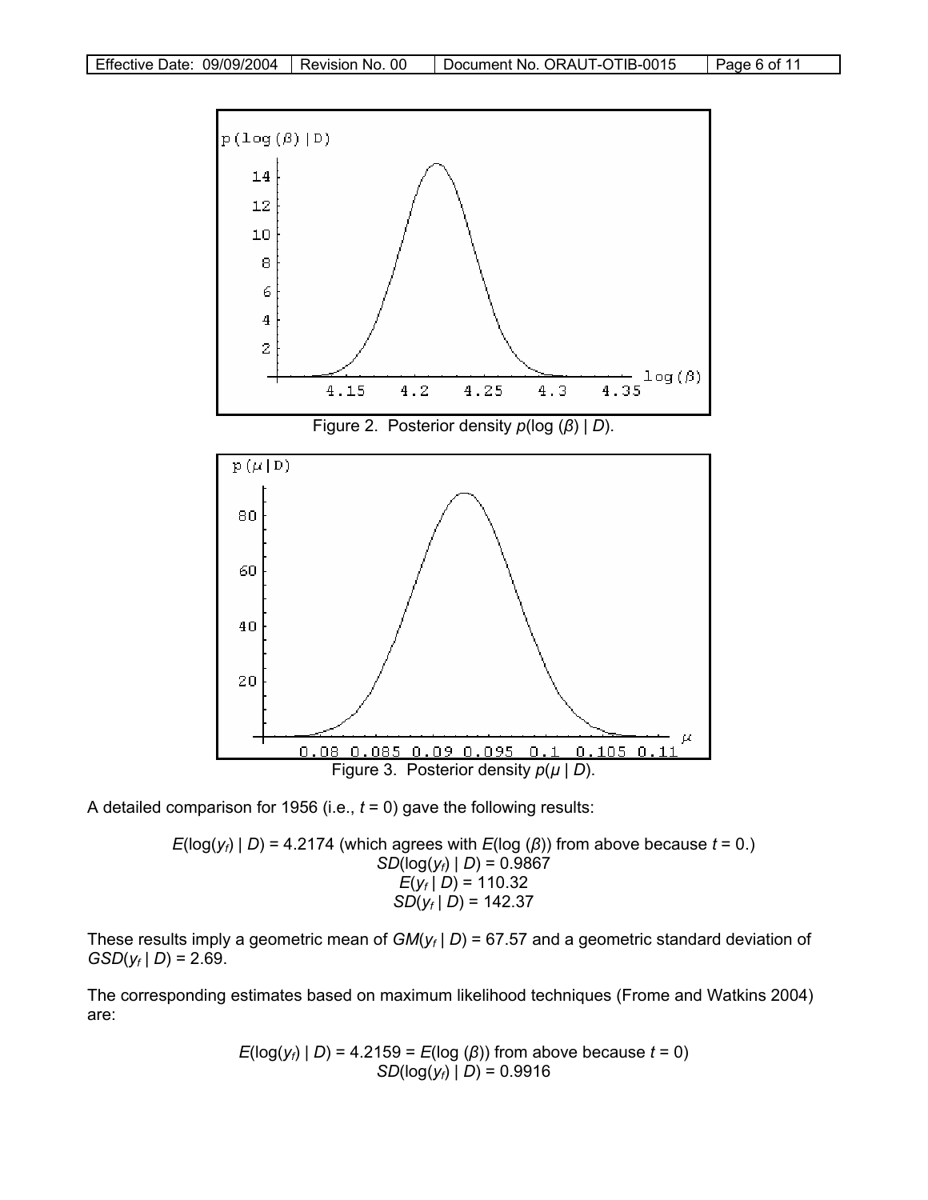Figure 2. Posterior density $p(\log(\beta) \mid D)$.

Figure 3. Posterior density $p(\mu \mid D)$.

A detailed comparison for 1956 (i.e., $t = 0$) gave the following results:

$$E(\log(y_f) \mid D) = 4.2174 \text{ (which agrees with } E(\log(\beta)) \text{ from above because } t = 0.)$$
$$SD(\log(y_f) \mid D) = 0.9867$$
$$E(y_f \mid D) = 110.32$$
$$SD(y_f \mid D) = 142.37$$

These results imply a geometric mean of $GM(y_f \mid D) = 67.57$ and a geometric standard deviation of $GSD(y_f \mid D) = 2.69$.

The corresponding estimates based on maximum likelihood techniques (Frome and Watkins 2004) are:

$$E(\log(y_f) \mid D) = 4.2159 = E(\log(\beta)) \text{ from above because } t = 0)$$
$$SD(\log(y_f) \mid D) = 0.9916$$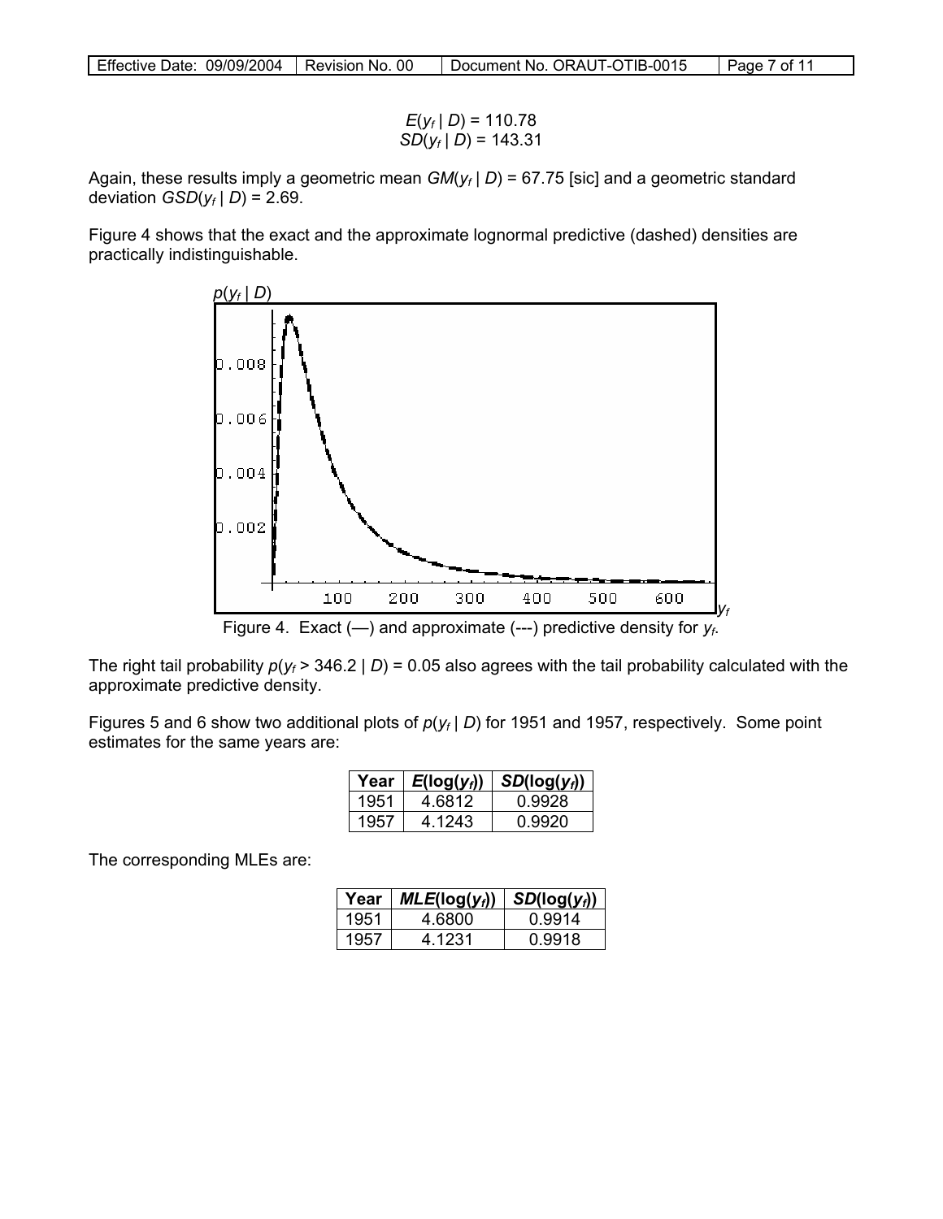$$E(y_f \mid D) = 110.78$$
$$SD(y_f \mid D) = 143.31$$

Again, these results imply a geometric mean $GM(y_f \mid D) = 67.75$ [sic] and a geometric standard deviation $GSD(y_f \mid D) = 2.69$.

Figure 4 shows that the exact and the approximate lognormal predictive (dashed) densities are practically indistinguishable.

Figure 4. Exact (—) and approximate (---) predictive density for $y_f$.

The right tail probability $p(y_f > 346.2 \mid D) = 0.05$ also agrees with the tail probability calculated with the approximate predictive density.

Figures 5 and 6 show two additional plots of $p(y_f \mid D)$ for 1951 and 1957, respectively. Some point estimates for the same years are:

| Year | $E(\log(y_f))$ | $SD(\log(y_f))$ |
|---|---|---|
| 1951 | 4.6812 | 0.9928 |
| 1957 | 4.1243 | 0.9920 |

The corresponding MLEs are:

| Year | $MLE(\log(y_f))$ | $SD(\log(y_f))$ |
|---|---|---|
| 1951 | 4.6800 | 0.9914 |
| 1957 | 4.1231 | 0.9918 |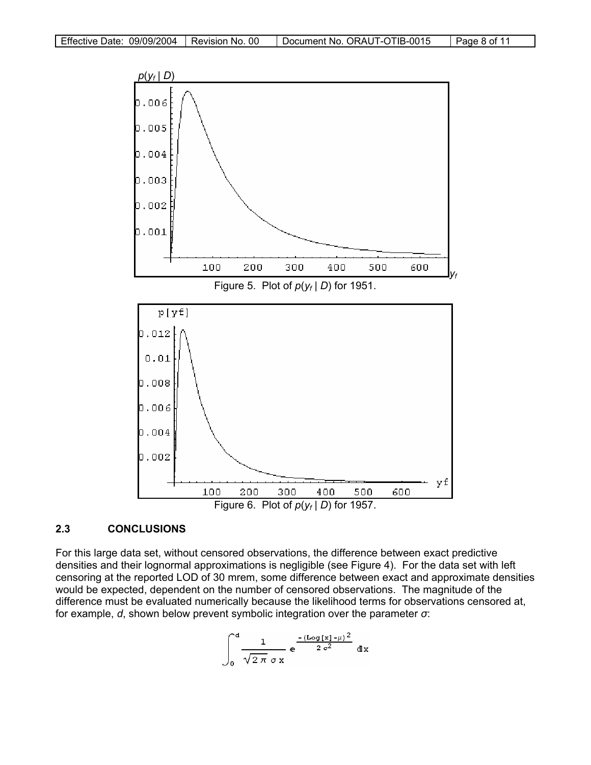Figure 5. Plot of $p(y_f \mid D)$ for 1951.

Figure 6. Plot of $p(y_f \mid D)$ for 1957.

## 2.3 CONCLUSIONS

For this large data set, without censored observations, the difference between exact predictive densities and their lognormal approximations is negligible (see Figure 4). For the data set with left censoring at the reported LOD of 30 mrem, some difference between exact and approximate densities would be expected, dependent on the number of censored observations. The magnitude of the difference must be evaluated numerically because the likelihood terms for observations censored at, for example, $d$, shown below prevent symbolic integration over the parameter $\sigma$:

$$\int_0^d \frac{1}{\sqrt{2\pi}\,\sigma x} e^{\frac{-(\mathrm{Log}[x]-\mu)^2}{2\sigma^2}}\, dx$$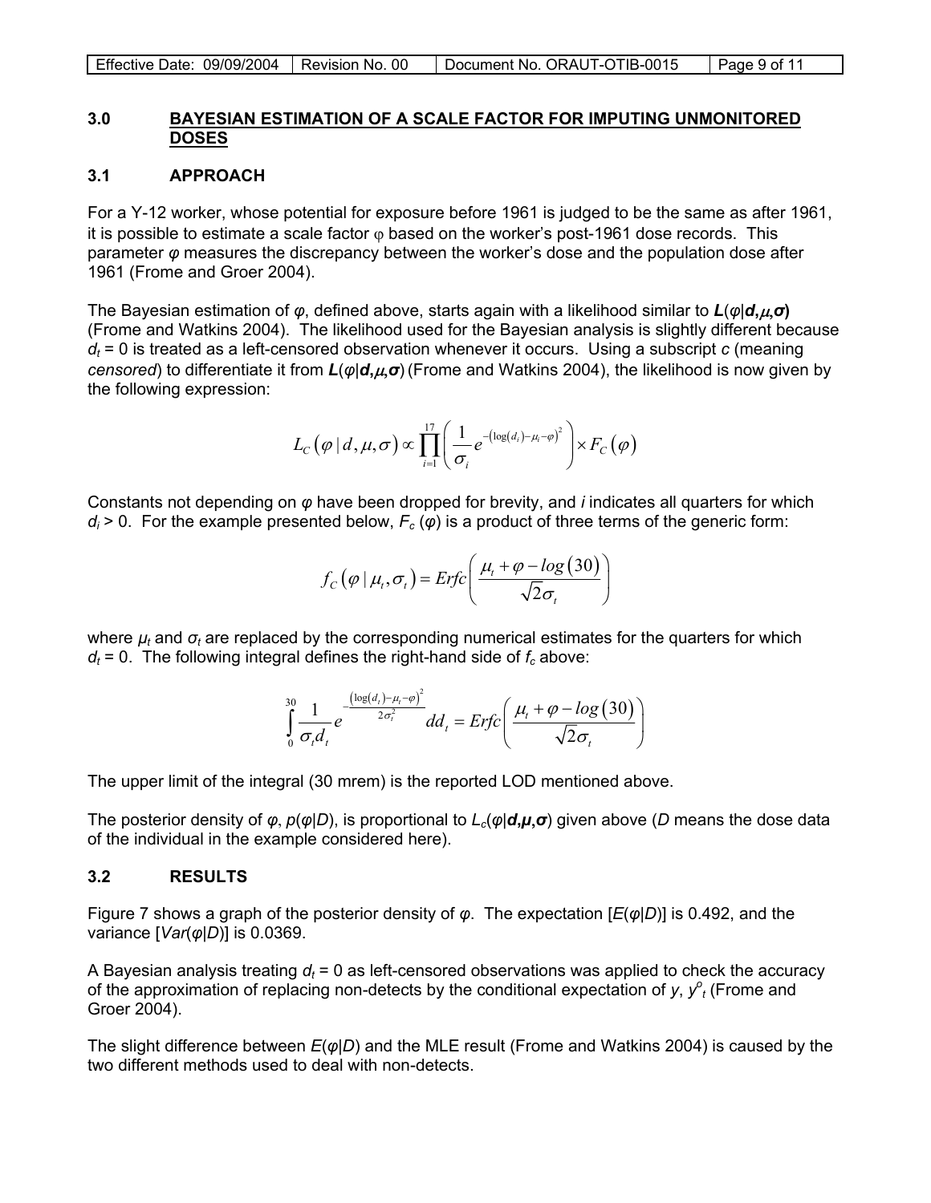## 3.0 BAYESIAN ESTIMATION OF A SCALE FACTOR FOR IMPUTING UNMONITORED DOSES

### 3.1 APPROACH

For a Y-12 worker, whose potential for exposure before 1961 is judged to be the same as after 1961, it is possible to estimate a scale factor $\varphi$ based on the worker's post-1961 dose records. This parameter $\varphi$ measures the discrepancy between the worker's dose and the population dose after 1961 (Frome and Groer 2004).

The Bayesian estimation of $\varphi$, defined above, starts again with a likelihood similar to $\boldsymbol{L}(\varphi|\boldsymbol{d},\boldsymbol{\mu},\boldsymbol{\sigma})$ (Frome and Watkins 2004). The likelihood used for the Bayesian analysis is slightly different because $d_t = 0$ is treated as a left-censored observation whenever it occurs. Using a subscript *c* (meaning *censored*) to differentiate it from $\boldsymbol{L}(\varphi|\boldsymbol{d},\boldsymbol{\mu},\boldsymbol{\sigma})$ (Frome and Watkins 2004), the likelihood is now given by the following expression:

$$L_C(\varphi \mid d, \mu, \sigma) \propto \prod_{i=1}^{17} \left( \frac{1}{\sigma_i} e^{-\left(\log(d_i) - \mu_i - \varphi\right)^2} \right) \times F_C(\varphi)$$

Constants not depending on $\varphi$ have been dropped for brevity, and *i* indicates all quarters for which $d_i > 0$. For the example presented below, $F_c(\varphi)$ is a product of three terms of the generic form:

$$f_C(\varphi \mid \mu_t, \sigma_t) = Erfc\left( \frac{\mu_t + \varphi - log(30)}{\sqrt{2}\sigma_t} \right)$$

where $\mu_t$ and $\sigma_t$ are replaced by the corresponding numerical estimates for the quarters for which $d_t = 0$. The following integral defines the right-hand side of $f_c$ above:

$$\int_0^{30} \frac{1}{\sigma_t d_t} e^{-\frac{\left(\log(d_t) - \mu_t - \varphi\right)^2}{2\sigma_t^2}} dd_t = Erfc\left( \frac{\mu_t + \varphi - log(30)}{\sqrt{2}\sigma_t} \right)$$

The upper limit of the integral (30 mrem) is the reported LOD mentioned above.

The posterior density of $\varphi$, $p(\varphi|D)$, is proportional to $L_c(\varphi|\boldsymbol{d},\boldsymbol{\mu},\boldsymbol{\sigma})$ given above (*D* means the dose data of the individual in the example considered here).

### 3.2 RESULTS

Figure 7 shows a graph of the posterior density of $\varphi$. The expectation [$E(\varphi|D)$] is 0.492, and the variance [$Var(\varphi|D)$] is 0.0369.

A Bayesian analysis treating $d_t = 0$ as left-censored observations was applied to check the accuracy of the approximation of replacing non-detects by the conditional expectation of *y*, $y^o_t$ (Frome and Groer 2004).

The slight difference between $E(\varphi|D)$ and the MLE result (Frome and Watkins 2004) is caused by the two different methods used to deal with non-detects.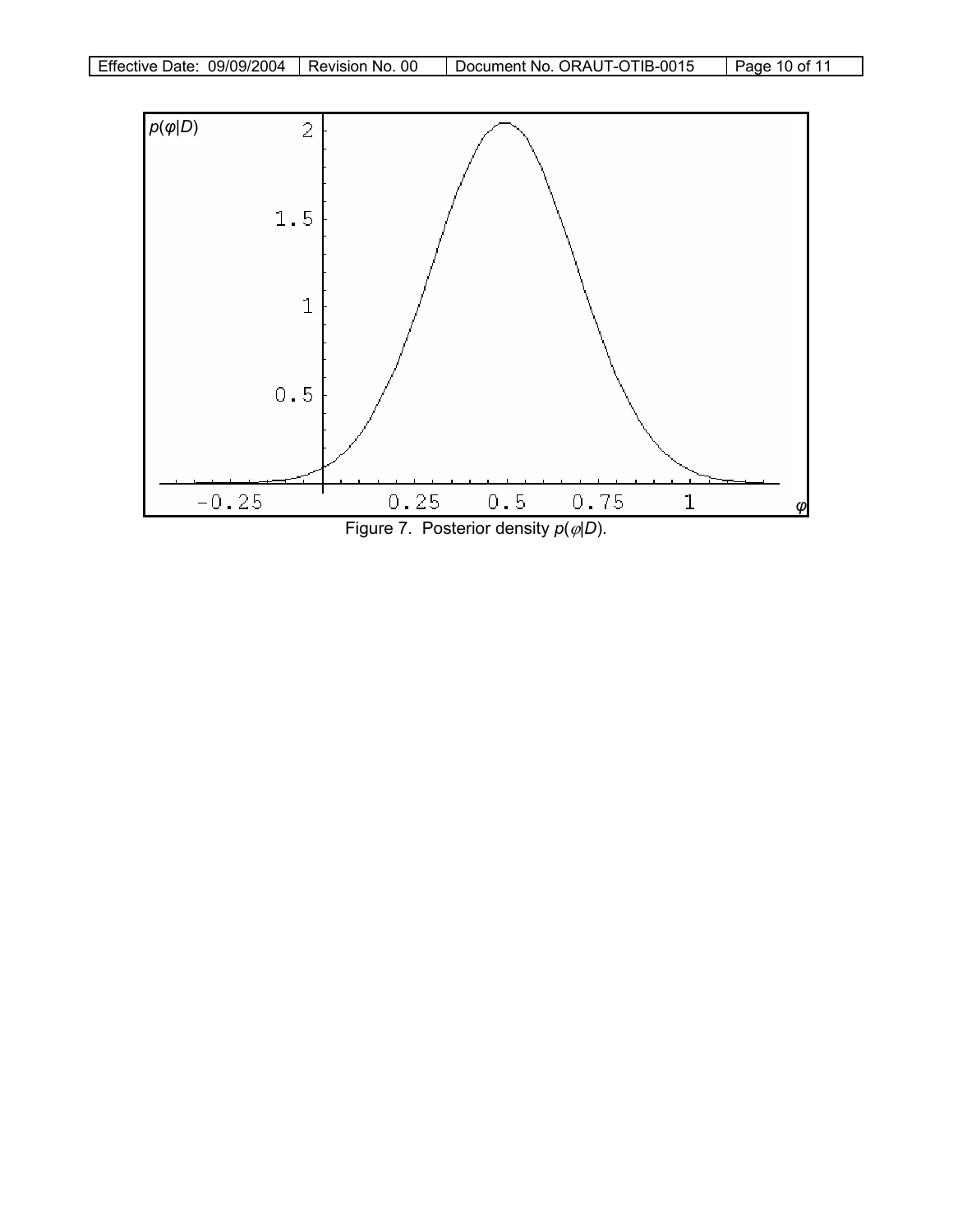Figure 7. Posterior density $p(\varphi|D)$.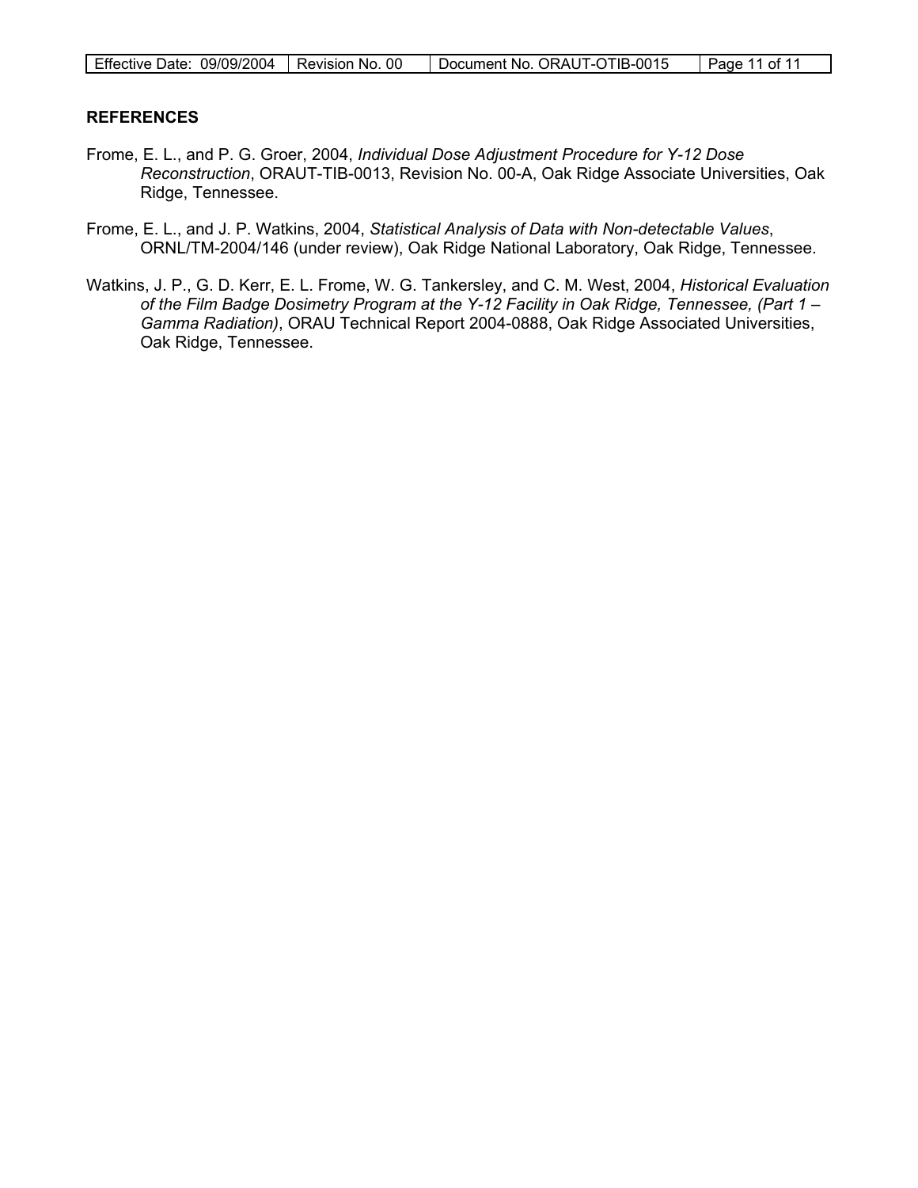## REFERENCES

Frome, E. L., and P. G. Groer, 2004, *Individual Dose Adjustment Procedure for Y-12 Dose Reconstruction*, ORAUT-TIB-0013, Revision No. 00-A, Oak Ridge Associate Universities, Oak Ridge, Tennessee.

Frome, E. L., and J. P. Watkins, 2004, *Statistical Analysis of Data with Non-detectable Values*, ORNL/TM-2004/146 (under review), Oak Ridge National Laboratory, Oak Ridge, Tennessee.

Watkins, J. P., G. D. Kerr, E. L. Frome, W. G. Tankersley, and C. M. West, 2004, *Historical Evaluation of the Film Badge Dosimetry Program at the Y-12 Facility in Oak Ridge, Tennessee, (Part 1 – Gamma Radiation)*, ORAU Technical Report 2004-0888, Oak Ridge Associated Universities, Oak Ridge, Tennessee.